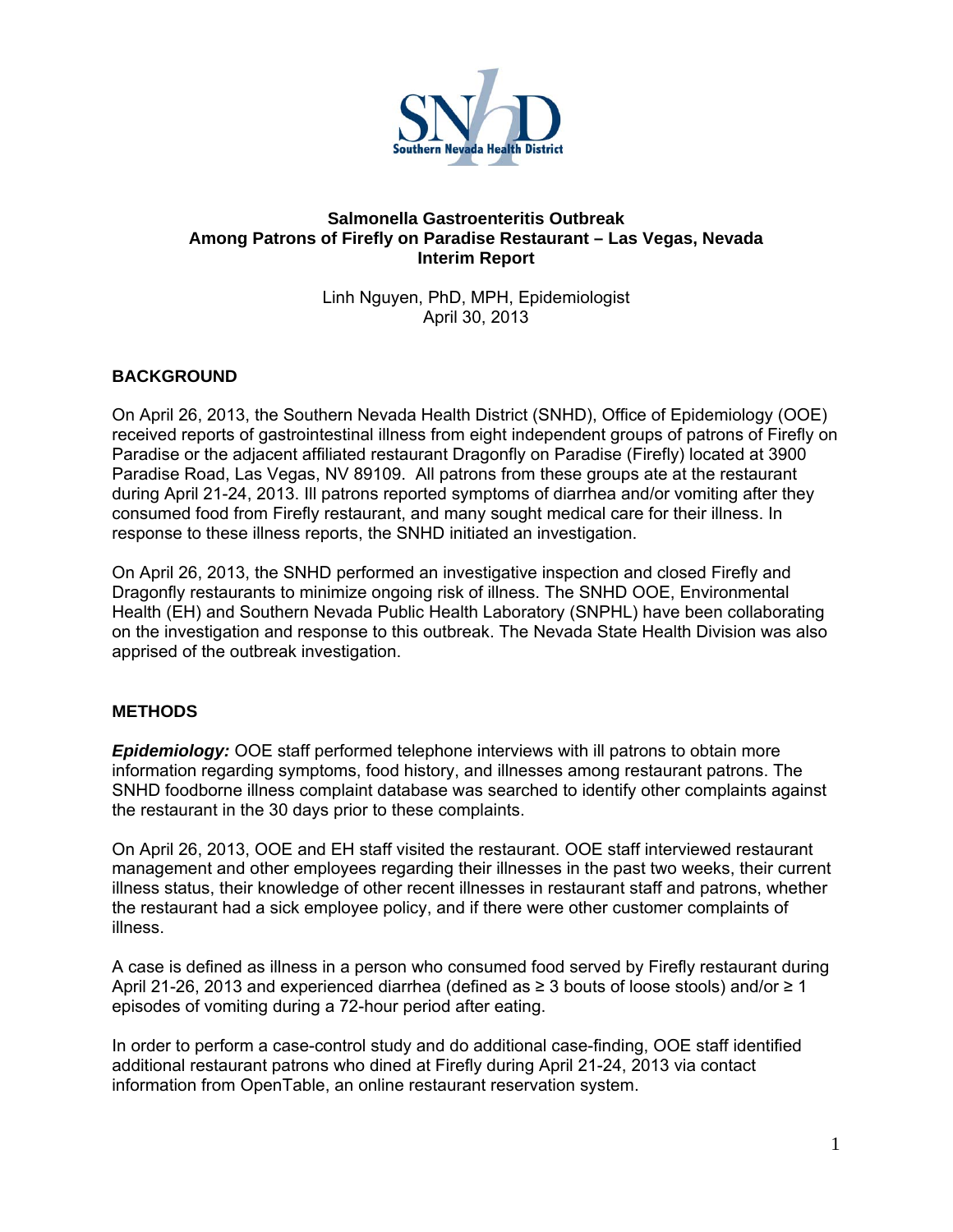Southern Nevada Health District

# Salmonella Gastroenteritis Outbreak Among Patrons of Firefly on Paradise Restaurant – Las Vegas, Nevada Interim Report

Linh Nguyen, PhD, MPH, Epidemiologist
April 30, 2013

## BACKGROUND

On April 26, 2013, the Southern Nevada Health District (SNHD), Office of Epidemiology (OOE) received reports of gastrointestinal illness from eight independent groups of patrons of Firefly on Paradise or the adjacent affiliated restaurant Dragonfly on Paradise (Firefly) located at 3900 Paradise Road, Las Vegas, NV 89109. All patrons from these groups ate at the restaurant during April 21-24, 2013. Ill patrons reported symptoms of diarrhea and/or vomiting after they consumed food from Firefly restaurant, and many sought medical care for their illness. In response to these illness reports, the SNHD initiated an investigation.

On April 26, 2013, the SNHD performed an investigative inspection and closed Firefly and Dragonfly restaurants to minimize ongoing risk of illness. The SNHD OOE, Environmental Health (EH) and Southern Nevada Public Health Laboratory (SNPHL) have been collaborating on the investigation and response to this outbreak. The Nevada State Health Division was also apprised of the outbreak investigation.

## METHODS

***Epidemiology:*** OOE staff performed telephone interviews with ill patrons to obtain more information regarding symptoms, food history, and illnesses among restaurant patrons. The SNHD foodborne illness complaint database was searched to identify other complaints against the restaurant in the 30 days prior to these complaints.

On April 26, 2013, OOE and EH staff visited the restaurant. OOE staff interviewed restaurant management and other employees regarding their illnesses in the past two weeks, their current illness status, their knowledge of other recent illnesses in restaurant staff and patrons, whether the restaurant had a sick employee policy, and if there were other customer complaints of illness.

A case is defined as illness in a person who consumed food served by Firefly restaurant during April 21-26, 2013 and experienced diarrhea (defined as ≥ 3 bouts of loose stools) and/or ≥ 1 episodes of vomiting during a 72-hour period after eating.

In order to perform a case-control study and do additional case-finding, OOE staff identified additional restaurant patrons who dined at Firefly during April 21-24, 2013 via contact information from OpenTable, an online restaurant reservation system.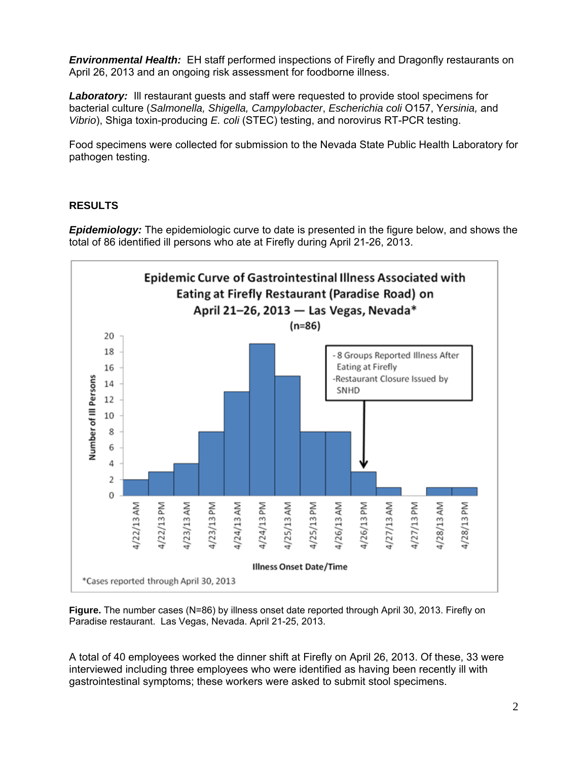***Environmental Health:*** EH staff performed inspections of Firefly and Dragonfly restaurants on April 26, 2013 and an ongoing risk assessment for foodborne illness.

***Laboratory:*** Ill restaurant guests and staff were requested to provide stool specimens for bacterial culture (*Salmonella, Shigella, Campylobacter*, *Escherichia coli* O157, Y*ersinia,* and *Vibrio*), Shiga toxin-producing *E. coli* (STEC) testing, and norovirus RT-PCR testing.

Food specimens were collected for submission to the Nevada State Public Health Laboratory for pathogen testing.

## RESULTS

***Epidemiology:*** The epidemiologic curve to date is presented in the figure below, and shows the total of 86 identified ill persons who ate at Firefly during April 21-26, 2013.

**Figure.** The number cases (N=86) by illness onset date reported through April 30, 2013. Firefly on Paradise restaurant. Las Vegas, Nevada. April 21-25, 2013.

A total of 40 employees worked the dinner shift at Firefly on April 26, 2013. Of these, 33 were interviewed including three employees who were identified as having been recently ill with gastrointestinal symptoms; these workers were asked to submit stool specimens.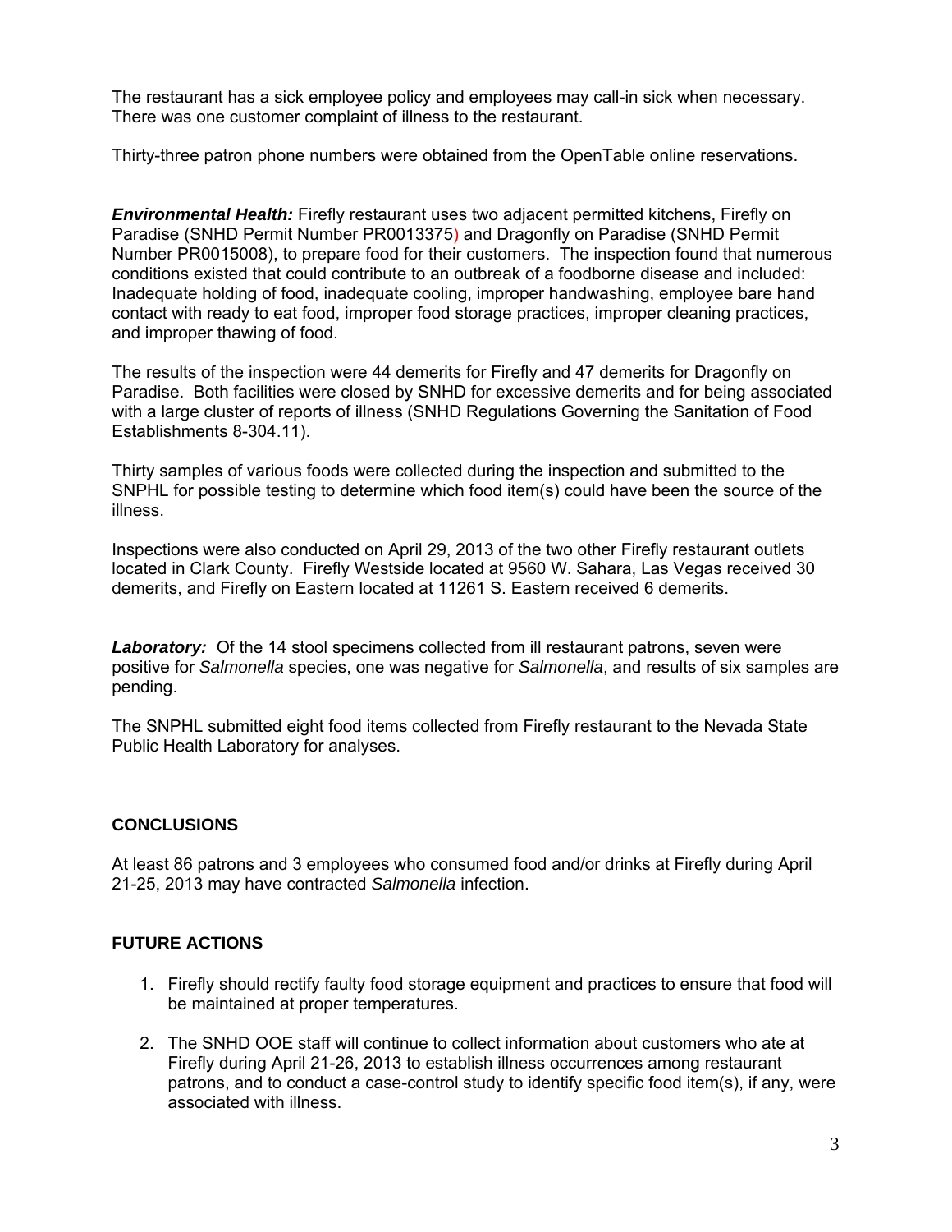The restaurant has a sick employee policy and employees may call-in sick when necessary. There was one customer complaint of illness to the restaurant.

Thirty-three patron phone numbers were obtained from the OpenTable online reservations.

***Environmental Health:*** Firefly restaurant uses two adjacent permitted kitchens, Firefly on Paradise (SNHD Permit Number PR0013375) and Dragonfly on Paradise (SNHD Permit Number PR0015008), to prepare food for their customers. The inspection found that numerous conditions existed that could contribute to an outbreak of a foodborne disease and included: Inadequate holding of food, inadequate cooling, improper handwashing, employee bare hand contact with ready to eat food, improper food storage practices, improper cleaning practices, and improper thawing of food.

The results of the inspection were 44 demerits for Firefly and 47 demerits for Dragonfly on Paradise. Both facilities were closed by SNHD for excessive demerits and for being associated with a large cluster of reports of illness (SNHD Regulations Governing the Sanitation of Food Establishments 8-304.11).

Thirty samples of various foods were collected during the inspection and submitted to the SNPHL for possible testing to determine which food item(s) could have been the source of the illness.

Inspections were also conducted on April 29, 2013 of the two other Firefly restaurant outlets located in Clark County. Firefly Westside located at 9560 W. Sahara, Las Vegas received 30 demerits, and Firefly on Eastern located at 11261 S. Eastern received 6 demerits.

***Laboratory:*** Of the 14 stool specimens collected from ill restaurant patrons, seven were positive for *Salmonella* species, one was negative for *Salmonella*, and results of six samples are pending.

The SNPHL submitted eight food items collected from Firefly restaurant to the Nevada State Public Health Laboratory for analyses.

## CONCLUSIONS

At least 86 patrons and 3 employees who consumed food and/or drinks at Firefly during April 21-25, 2013 may have contracted *Salmonella* infection.

## FUTURE ACTIONS

1. Firefly should rectify faulty food storage equipment and practices to ensure that food will be maintained at proper temperatures.
2. The SNHD OOE staff will continue to collect information about customers who ate at Firefly during April 21-26, 2013 to establish illness occurrences among restaurant patrons, and to conduct a case-control study to identify specific food item(s), if any, were associated with illness.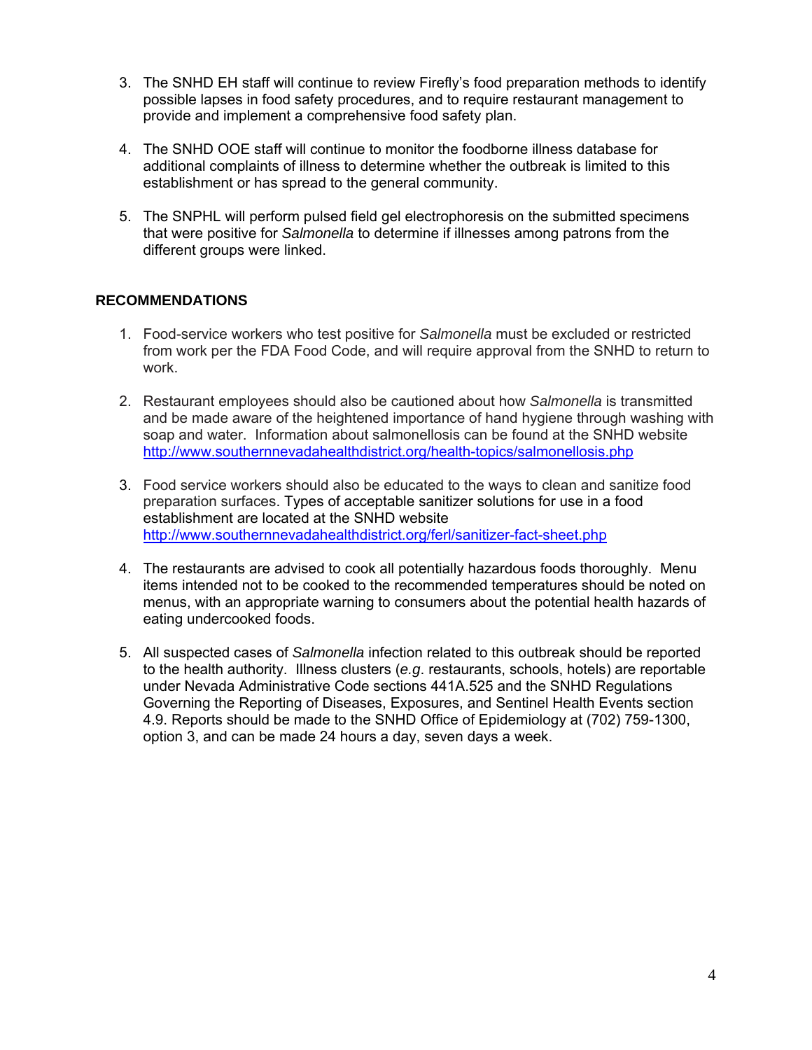3. The SNHD EH staff will continue to review Firefly's food preparation methods to identify possible lapses in food safety procedures, and to require restaurant management to provide and implement a comprehensive food safety plan.

4. The SNHD OOE staff will continue to monitor the foodborne illness database for additional complaints of illness to determine whether the outbreak is limited to this establishment or has spread to the general community.

5. The SNPHL will perform pulsed field gel electrophoresis on the submitted specimens that were positive for *Salmonella* to determine if illnesses among patrons from the different groups were linked.

**RECOMMENDATIONS**

1. Food-service workers who test positive for *Salmonella* must be excluded or restricted from work per the FDA Food Code, and will require approval from the SNHD to return to work.

2. Restaurant employees should also be cautioned about how *Salmonella* is transmitted and be made aware of the heightened importance of hand hygiene through washing with soap and water. Information about salmonellosis can be found at the SNHD website http://www.southernnevadahealthdistrict.org/health-topics/salmonellosis.php

3. Food service workers should also be educated to the ways to clean and sanitize food preparation surfaces. Types of acceptable sanitizer solutions for use in a food establishment are located at the SNHD website http://www.southernnevadahealthdistrict.org/ferl/sanitizer-fact-sheet.php

4. The restaurants are advised to cook all potentially hazardous foods thoroughly. Menu items intended not to be cooked to the recommended temperatures should be noted on menus, with an appropriate warning to consumers about the potential health hazards of eating undercooked foods.

5. All suspected cases of *Salmonella* infection related to this outbreak should be reported to the health authority. Illness clusters (*e.g*. restaurants, schools, hotels) are reportable under Nevada Administrative Code sections 441A.525 and the SNHD Regulations Governing the Reporting of Diseases, Exposures, and Sentinel Health Events section 4.9. Reports should be made to the SNHD Office of Epidemiology at (702) 759-1300, option 3, and can be made 24 hours a day, seven days a week.